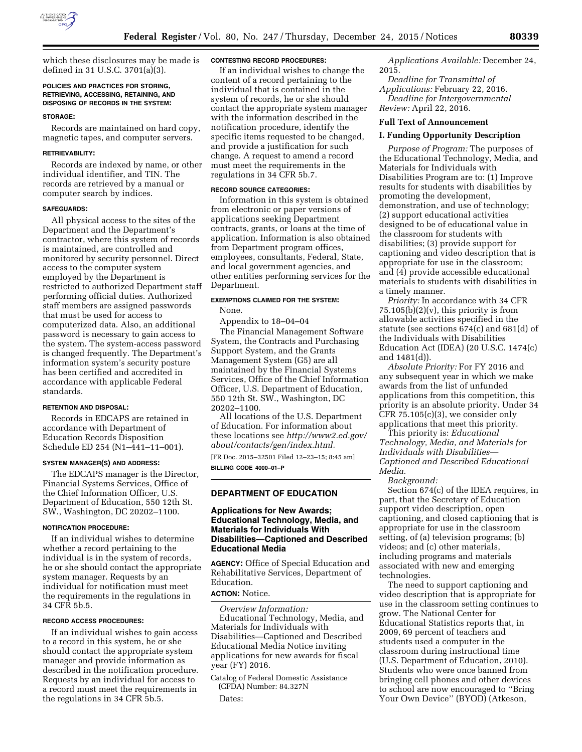which these disclosures may be made is defined in 31 U.S.C. 3701(a)(3).

**POLICIES AND PRACTICES FOR STORING, RETRIEVING, ACCESSING, RETAINING, AND DISPOSING OF RECORDS IN THE SYSTEM:**

**STORAGE:**

Records are maintained on hard copy, magnetic tapes, and computer servers.

**RETRIEVABILITY:**

Records are indexed by name, or other individual identifier, and TIN. The records are retrieved by a manual or computer search by indices.

**SAFEGUARDS:**

All physical access to the sites of the Department and the Department's contractor, where this system of records is maintained, are controlled and monitored by security personnel. Direct access to the computer system employed by the Department is restricted to authorized Department staff performing official duties. Authorized staff members are assigned passwords that must be used for access to computerized data. Also, an additional password is necessary to gain access to the system. The system-access password is changed frequently. The Department's information system's security posture has been certified and accredited in accordance with applicable Federal standards.

**RETENTION AND DISPOSAL:**

Records in EDCAPS are retained in accordance with Department of Education Records Disposition Schedule ED 254 (N1–441–11–001).

**SYSTEM MANAGER(S) AND ADDRESS:**

The EDCAPS manager is the Director, Financial Systems Services, Office of the Chief Information Officer, U.S. Department of Education, 550 12th St. SW., Washington, DC 20202–1100.

**NOTIFICATION PROCEDURE:**

If an individual wishes to determine whether a record pertaining to the individual is in the system of records, he or she should contact the appropriate system manager. Requests by an individual for notification must meet the requirements in the regulations in 34 CFR 5b.5.

**RECORD ACCESS PROCEDURES:**

If an individual wishes to gain access to a record in this system, he or she should contact the appropriate system manager and provide information as described in the notification procedure. Requests by an individual for access to a record must meet the requirements in the regulations in 34 CFR 5b.5.

**CONTESTING RECORD PROCEDURES:**

If an individual wishes to change the content of a record pertaining to the individual that is contained in the system of records, he or she should contact the appropriate system manager with the information described in the notification procedure, identify the specific items requested to be changed, and provide a justification for such change. A request to amend a record must meet the requirements in the regulations in 34 CFR 5b.7.

**RECORD SOURCE CATEGORIES:**

Information in this system is obtained from electronic or paper versions of applications seeking Department contracts, grants, or loans at the time of application. Information is also obtained from Department program offices, employees, consultants, Federal, State, and local government agencies, and other entities performing services for the Department.

**EXEMPTIONS CLAIMED FOR THE SYSTEM:**

None.

Appendix to 18–04–04

The Financial Management Software System, the Contracts and Purchasing Support System, and the Grants Management System (G5) are all maintained by the Financial Systems Services, Office of the Chief Information Officer, U.S. Department of Education, 550 12th St. SW., Washington, DC 20202–1100.

All locations of the U.S. Department of Education. For information about these locations see *http://www2.ed.gov/about/contacts/gen/index.html.*

[FR Doc. 2015–32501 Filed 12–23–15; 8:45 am]

**BILLING CODE 4000–01–P**

## DEPARTMENT OF EDUCATION

### Applications for New Awards; Educational Technology, Media, and Materials for Individuals With Disabilities—Captioned and Described Educational Media

**AGENCY:** Office of Special Education and Rehabilitative Services, Department of Education.

**ACTION:** Notice.

*Overview Information:*

Educational Technology, Media, and Materials for Individuals with Disabilities—Captioned and Described Educational Media Notice inviting applications for new awards for fiscal year (FY) 2016.

Catalog of Federal Domestic Assistance (CFDA) Number: 84.327N

Dates:

*Applications Available:* December 24, 2015.

*Deadline for Transmittal of Applications:* February 22, 2016.

*Deadline for Intergovernmental Review:* April 22, 2016.

**Full Text of Announcement**

**I. Funding Opportunity Description**

*Purpose of Program:* The purposes of the Educational Technology, Media, and Materials for Individuals with Disabilities Program are to: (1) Improve results for students with disabilities by promoting the development, demonstration, and use of technology; (2) support educational activities designed to be of educational value in the classroom for students with disabilities; (3) provide support for captioning and video description that is appropriate for use in the classroom; and (4) provide accessible educational materials to students with disabilities in a timely manner.

*Priority:* In accordance with 34 CFR 75.105(b)(2)(v), this priority is from allowable activities specified in the statute (see sections 674(c) and 681(d) of the Individuals with Disabilities Education Act (IDEA) (20 U.S.C. 1474(c) and 1481(d)).

*Absolute Priority:* For FY 2016 and any subsequent year in which we make awards from the list of unfunded applications from this competition, this priority is an absolute priority. Under 34 CFR 75.105(c)(3), we consider only applications that meet this priority.

This priority is: *Educational Technology, Media, and Materials for Individuals with Disabilities—Captioned and Described Educational Media.*

*Background:*

Section 674(c) of the IDEA requires, in part, that the Secretary of Education support video description, open captioning, and closed captioning that is appropriate for use in the classroom setting, of (a) television programs; (b) videos; and (c) other materials, including programs and materials associated with new and emerging technologies.

The need to support captioning and video description that is appropriate for use in the classroom setting continues to grow. The National Center for Educational Statistics reports that, in 2009, 69 percent of teachers and students used a computer in the classroom during instructional time (U.S. Department of Education, 2010). Students who were once banned from bringing cell phones and other devices to school are now encouraged to ''Bring Your Own Device'' (BYOD) (Atkeson,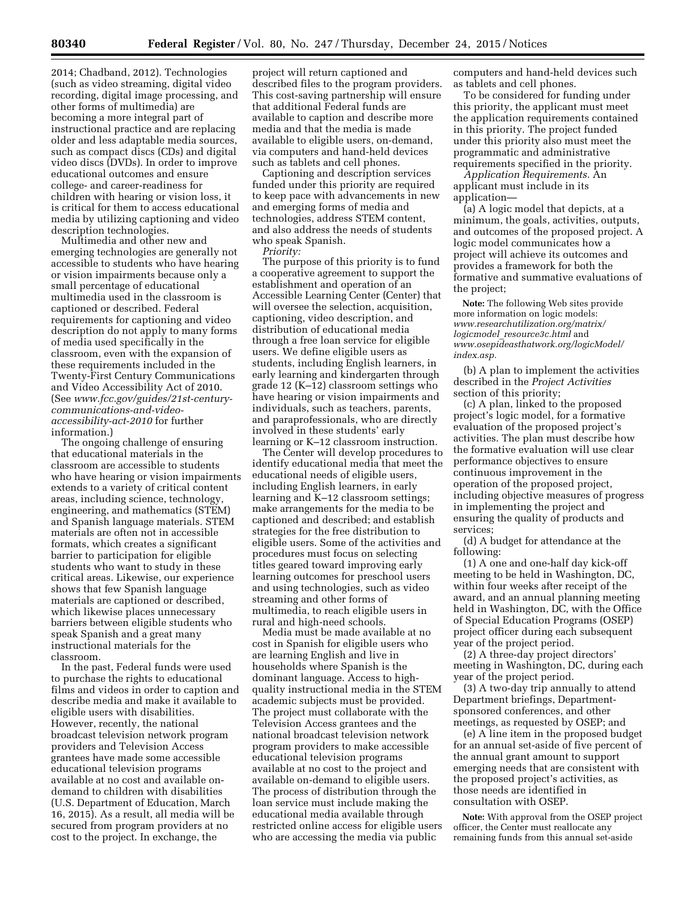2014; Chadband, 2012). Technologies (such as video streaming, digital video recording, digital image processing, and other forms of multimedia) are becoming a more integral part of instructional practice and are replacing older and less adaptable media sources, such as compact discs (CDs) and digital video discs (DVDs). In order to improve educational outcomes and ensure college- and career-readiness for children with hearing or vision loss, it is critical for them to access educational media by utilizing captioning and video description technologies.

Multimedia and other new and emerging technologies are generally not accessible to students who have hearing or vision impairments because only a small percentage of educational multimedia used in the classroom is captioned or described. Federal requirements for captioning and video description do not apply to many forms of media used specifically in the classroom, even with the expansion of these requirements included in the Twenty-First Century Communications and Video Accessibility Act of 2010. (See *www.fcc.gov/guides/21st-century-communications-and-video-accessibility-act-2010* for further information.)

The ongoing challenge of ensuring that educational materials in the classroom are accessible to students who have hearing or vision impairments extends to a variety of critical content areas, including science, technology, engineering, and mathematics (STEM) and Spanish language materials. STEM materials are often not in accessible formats, which creates a significant barrier to participation for eligible students who want to study in these critical areas. Likewise, our experience shows that few Spanish language materials are captioned or described, which likewise places unnecessary barriers between eligible students who speak Spanish and a great many instructional materials for the classroom.

In the past, Federal funds were used to purchase the rights to educational films and videos in order to caption and describe media and make it available to eligible users with disabilities. However, recently, the national broadcast television network program providers and Television Access grantees have made some accessible educational television programs available at no cost and available on-demand to children with disabilities (U.S. Department of Education, March 16, 2015). As a result, all media will be secured from program providers at no cost to the project. In exchange, the project will return captioned and described files to the program providers. This cost-saving partnership will ensure that additional Federal funds are available to caption and describe more media and that the media is made available to eligible users, on-demand, via computers and hand-held devices such as tablets and cell phones.

Captioning and description services funded under this priority are required to keep pace with advancements in new and emerging forms of media and technologies, address STEM content, and also address the needs of students who speak Spanish.

*Priority:*

The purpose of this priority is to fund a cooperative agreement to support the establishment and operation of an Accessible Learning Center (Center) that will oversee the selection, acquisition, captioning, video description, and distribution of educational media through a free loan service for eligible users. We define eligible users as students, including English learners, in early learning and kindergarten through grade 12 (K–12) classroom settings who have hearing or vision impairments and individuals, such as teachers, parents, and paraprofessionals, who are directly involved in these students' early learning or K–12 classroom instruction.

The Center will develop procedures to identify educational media that meet the educational needs of eligible users, including English learners, in early learning and K–12 classroom settings; make arrangements for the media to be captioned and described; and establish strategies for the free distribution to eligible users. Some of the activities and procedures must focus on selecting titles geared toward improving early learning outcomes for preschool users and using technologies, such as video streaming and other forms of multimedia, to reach eligible users in rural and high-need schools.

Media must be made available at no cost in Spanish for eligible users who are learning English and live in households where Spanish is the dominant language. Access to high-quality instructional media in the STEM academic subjects must be provided. The project must collaborate with the Television Access grantees and the national broadcast television network program providers to make accessible educational television programs available at no cost to the project and available on-demand to eligible users. The process of distribution through the loan service must include making the educational media available through restricted online access for eligible users who are accessing the media via public computers and hand-held devices such as tablets and cell phones.

To be considered for funding under this priority, the applicant must meet the application requirements contained in this priority. The project funded under this priority also must meet the programmatic and administrative requirements specified in the priority.

*Application Requirements.* An applicant must include in its application—

(a) A logic model that depicts, at a minimum, the goals, activities, outputs, and outcomes of the proposed project. A logic model communicates how a project will achieve its outcomes and provides a framework for both the formative and summative evaluations of the project;

**Note:** The following Web sites provide more information on logic models: *www.researchutilization.org/matrix/logicmodel_resource3c.html* and *www.osepideasthatwork.org/logicModel/index.asp.*

(b) A plan to implement the activities described in the *Project Activities* section of this priority;

(c) A plan, linked to the proposed project's logic model, for a formative evaluation of the proposed project's activities. The plan must describe how the formative evaluation will use clear performance objectives to ensure continuous improvement in the operation of the proposed project, including objective measures of progress in implementing the project and ensuring the quality of products and services;

(d) A budget for attendance at the following:

(1) A one and one-half day kick-off meeting to be held in Washington, DC, within four weeks after receipt of the award, and an annual planning meeting held in Washington, DC, with the Office of Special Education Programs (OSEP) project officer during each subsequent year of the project period.

(2) A three-day project directors' meeting in Washington, DC, during each year of the project period.

(3) A two-day trip annually to attend Department briefings, Department-sponsored conferences, and other meetings, as requested by OSEP; and

(e) A line item in the proposed budget for an annual set-aside of five percent of the annual grant amount to support emerging needs that are consistent with the proposed project's activities, as those needs are identified in consultation with OSEP.

**Note:** With approval from the OSEP project officer, the Center must reallocate any remaining funds from this annual set-aside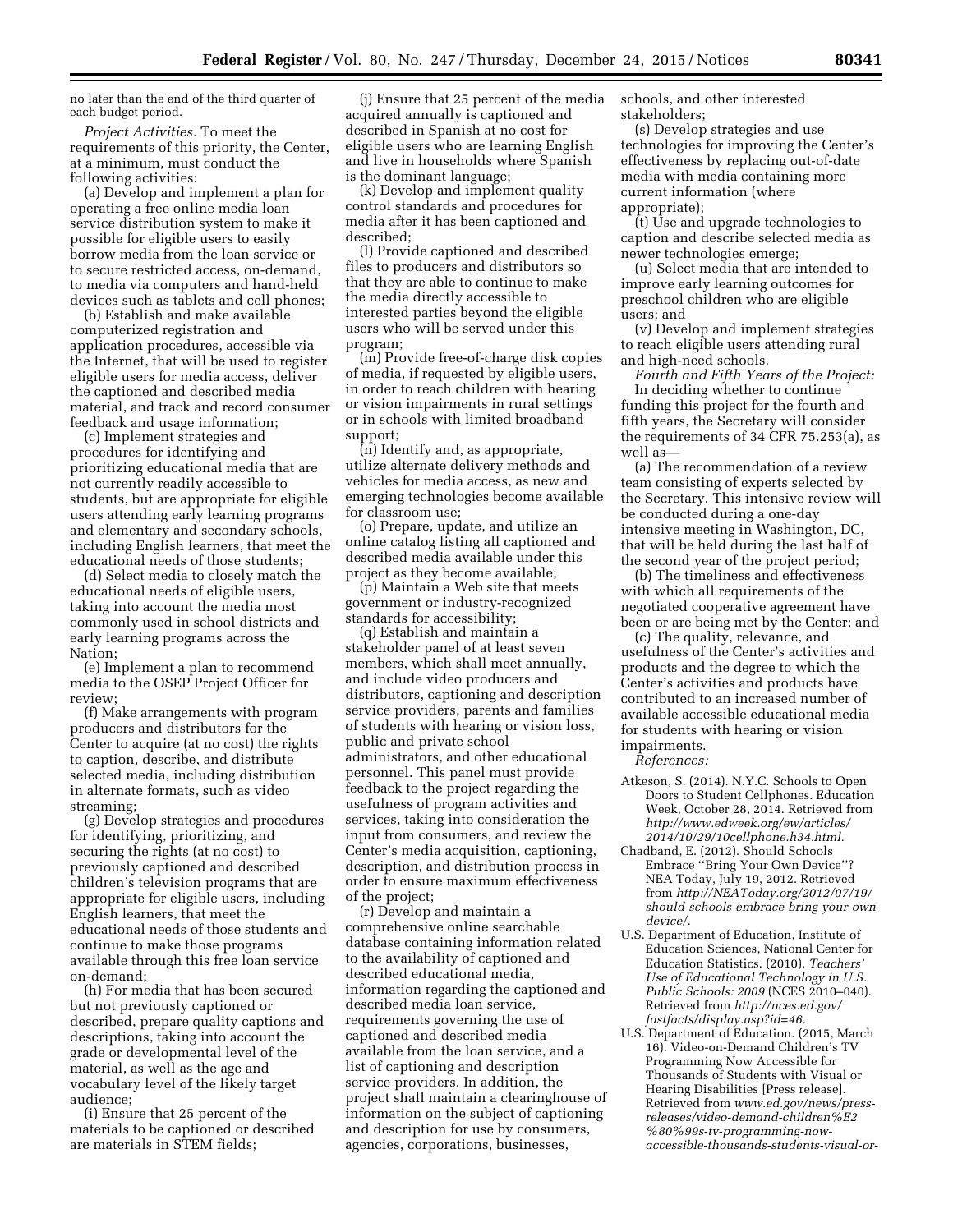no later than the end of the third quarter of each budget period.

*Project Activities.* To meet the requirements of this priority, the Center, at a minimum, must conduct the following activities:

(a) Develop and implement a plan for operating a free online media loan service distribution system to make it possible for eligible users to easily borrow media from the loan service or to secure restricted access, on-demand, to media via computers and hand-held devices such as tablets and cell phones;

(b) Establish and make available computerized registration and application procedures, accessible via the Internet, that will be used to register eligible users for media access, deliver the captioned and described media material, and track and record consumer feedback and usage information;

(c) Implement strategies and procedures for identifying and prioritizing educational media that are not currently readily accessible to students, but are appropriate for eligible users attending early learning programs and elementary and secondary schools, including English learners, that meet the educational needs of those students;

(d) Select media to closely match the educational needs of eligible users, taking into account the media most commonly used in school districts and early learning programs across the Nation;

(e) Implement a plan to recommend media to the OSEP Project Officer for review;

(f) Make arrangements with program producers and distributors for the Center to acquire (at no cost) the rights to caption, describe, and distribute selected media, including distribution in alternate formats, such as video streaming;

(g) Develop strategies and procedures for identifying, prioritizing, and securing the rights (at no cost) to previously captioned and described children's television programs that are appropriate for eligible users, including English learners, that meet the educational needs of those students and continue to make those programs available through this free loan service on-demand;

(h) For media that has been secured but not previously captioned or described, prepare quality captions and descriptions, taking into account the grade or developmental level of the material, as well as the age and vocabulary level of the likely target audience;

(i) Ensure that 25 percent of the materials to be captioned or described are materials in STEM fields;

(j) Ensure that 25 percent of the media acquired annually is captioned and described in Spanish at no cost for eligible users who are learning English and live in households where Spanish is the dominant language;

(k) Develop and implement quality control standards and procedures for media after it has been captioned and described;

(l) Provide captioned and described files to producers and distributors so that they are able to continue to make the media directly accessible to interested parties beyond the eligible users who will be served under this program;

(m) Provide free-of-charge disk copies of media, if requested by eligible users, in order to reach children with hearing or vision impairments in rural settings or in schools with limited broadband support;

(n) Identify and, as appropriate, utilize alternate delivery methods and vehicles for media access, as new and emerging technologies become available for classroom use;

(o) Prepare, update, and utilize an online catalog listing all captioned and described media available under this project as they become available;

(p) Maintain a Web site that meets government or industry-recognized standards for accessibility;

(q) Establish and maintain a stakeholder panel of at least seven members, which shall meet annually, and include video producers and distributors, captioning and description service providers, parents and families of students with hearing or vision loss, public and private school administrators, and other educational personnel. This panel must provide feedback to the project regarding the usefulness of program activities and services, taking into consideration the input from consumers, and review the Center's media acquisition, captioning, description, and distribution process in order to ensure maximum effectiveness of the project;

(r) Develop and maintain a comprehensive online searchable database containing information related to the availability of captioned and described educational media, information regarding the captioned and described media loan service, requirements governing the use of captioned and described media available from the loan service, and a list of captioning and description service providers. In addition, the project shall maintain a clearinghouse of information on the subject of captioning and description for use by consumers, agencies, corporations, businesses, schools, and other interested stakeholders;

(s) Develop strategies and use technologies for improving the Center's effectiveness by replacing out-of-date media with media containing more current information (where appropriate);

(t) Use and upgrade technologies to caption and describe selected media as newer technologies emerge;

(u) Select media that are intended to improve early learning outcomes for preschool children who are eligible users; and

(v) Develop and implement strategies to reach eligible users attending rural and high-need schools.

*Fourth and Fifth Years of the Project:* In deciding whether to continue funding this project for the fourth and fifth years, the Secretary will consider the requirements of 34 CFR 75.253(a), as well as—

(a) The recommendation of a review team consisting of experts selected by the Secretary. This intensive review will be conducted during a one-day intensive meeting in Washington, DC, that will be held during the last half of the second year of the project period;

(b) The timeliness and effectiveness with which all requirements of the negotiated cooperative agreement have been or are being met by the Center; and

(c) The quality, relevance, and usefulness of the Center's activities and products and the degree to which the Center's activities and products have contributed to an increased number of available accessible educational media for students with hearing or vision impairments.

*References:*

Atkeson, S. (2014). N.Y.C. Schools to Open Doors to Student Cellphones. Education Week, October 28, 2014. Retrieved from *http://www.edweek.org/ew/articles/2014/10/29/10cellphone.h34.html.*

Chadband, E. (2012). Should Schools Embrace ''Bring Your Own Device''? NEA Today, July 19, 2012. Retrieved from *http://NEAToday.org/2012/07/19/should-schools-embrace-bring-your-own-device/.*

U.S. Department of Education, Institute of Education Sciences, National Center for Education Statistics. (2010). *Teachers' Use of Educational Technology in U.S. Public Schools: 2009* (NCES 2010–040). Retrieved from *http://nces.ed.gov/fastfacts/display.asp?id=46.*

U.S. Department of Education. (2015, March 16). Video-on-Demand Children's TV Programming Now Accessible for Thousands of Students with Visual or Hearing Disabilities [Press release]. Retrieved from *www.ed.gov/news/press-releases/video-demand-children%E2%80%99s-tv-programming-now-accessible-thousands-students-visual-or-*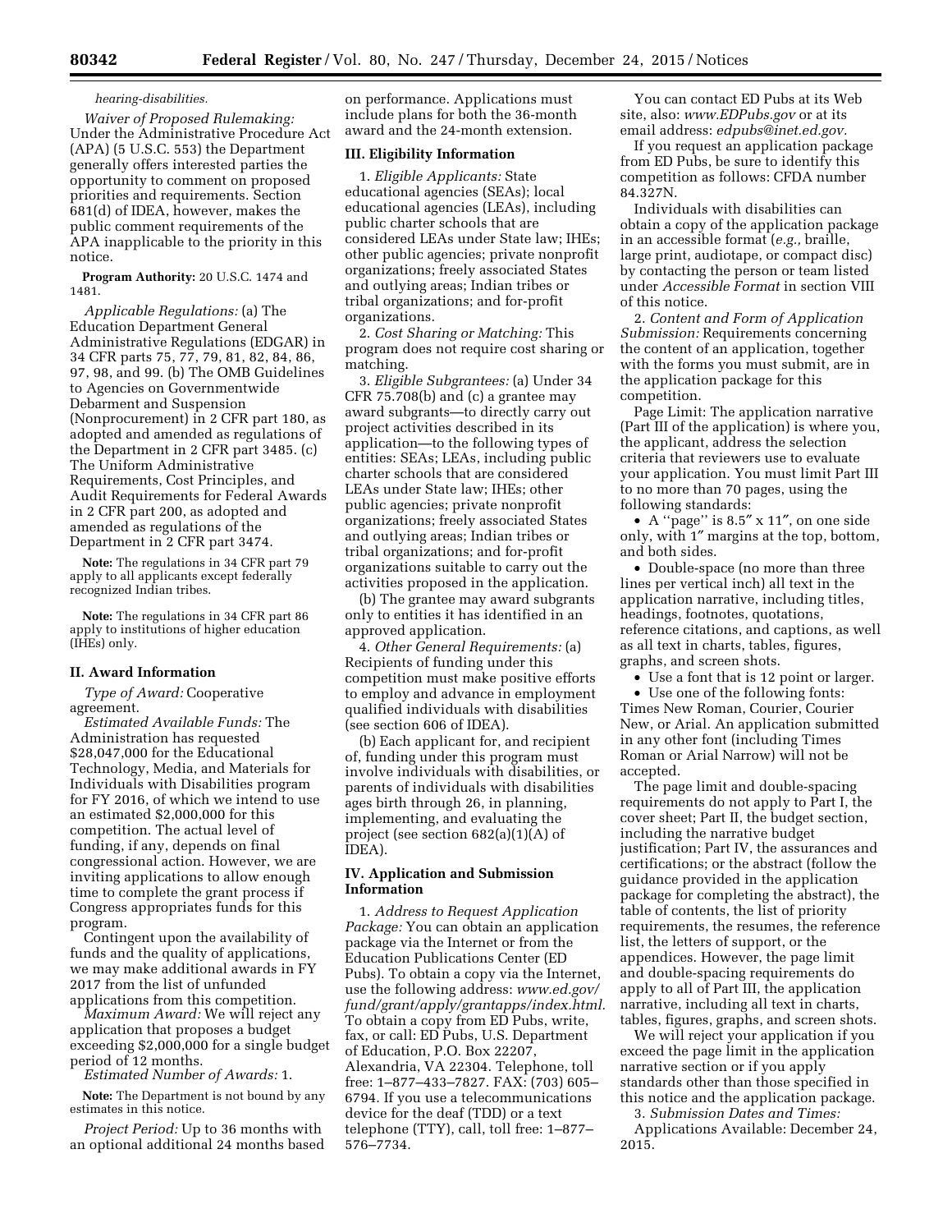*hearing-disabilities.*

*Waiver of Proposed Rulemaking:* Under the Administrative Procedure Act (APA) (5 U.S.C. 553) the Department generally offers interested parties the opportunity to comment on proposed priorities and requirements. Section 681(d) of IDEA, however, makes the public comment requirements of the APA inapplicable to the priority in this notice.

**Program Authority:** 20 U.S.C. 1474 and 1481.

*Applicable Regulations:* (a) The Education Department General Administrative Regulations (EDGAR) in 34 CFR parts 75, 77, 79, 81, 82, 84, 86, 97, 98, and 99. (b) The OMB Guidelines to Agencies on Governmentwide Debarment and Suspension (Nonprocurement) in 2 CFR part 180, as adopted and amended as regulations of the Department in 2 CFR part 3485. (c) The Uniform Administrative Requirements, Cost Principles, and Audit Requirements for Federal Awards in 2 CFR part 200, as adopted and amended as regulations of the Department in 2 CFR part 3474.

**Note:** The regulations in 34 CFR part 79 apply to all applicants except federally recognized Indian tribes.

**Note:** The regulations in 34 CFR part 86 apply to institutions of higher education (IHEs) only.

### II. Award Information

*Type of Award:* Cooperative agreement.

*Estimated Available Funds:* The Administration has requested $28,047,000 for the Educational Technology, Media, and Materials for Individuals with Disabilities program for FY 2016, of which we intend to use an estimated $2,000,000 for this competition. The actual level of funding, if any, depends on final congressional action. However, we are inviting applications to allow enough time to complete the grant process if Congress appropriates funds for this program.

Contingent upon the availability of funds and the quality of applications, we may make additional awards in FY 2017 from the list of unfunded applications from this competition.

*Maximum Award:* We will reject any application that proposes a budget exceeding $2,000,000 for a single budget period of 12 months.

*Estimated Number of Awards:* 1.

**Note:** The Department is not bound by any estimates in this notice.

*Project Period:* Up to 36 months with an optional additional 24 months based on performance. Applications must include plans for both the 36-month award and the 24-month extension.

### III. Eligibility Information

1. *Eligible Applicants:* State educational agencies (SEAs); local educational agencies (LEAs), including public charter schools that are considered LEAs under State law; IHEs; other public agencies; private nonprofit organizations; freely associated States and outlying areas; Indian tribes or tribal organizations; and for-profit organizations.

2. *Cost Sharing or Matching:* This program does not require cost sharing or matching.

3. *Eligible Subgrantees:* (a) Under 34 CFR 75.708(b) and (c) a grantee may award subgrants—to directly carry out project activities described in its application—to the following types of entities: SEAs; LEAs, including public charter schools that are considered LEAs under State law; IHEs; other public agencies; private nonprofit organizations; freely associated States and outlying areas; Indian tribes or tribal organizations; and for-profit organizations suitable to carry out the activities proposed in the application.

(b) The grantee may award subgrants only to entities it has identified in an approved application.

4. *Other General Requirements:* (a) Recipients of funding under this competition must make positive efforts to employ and advance in employment qualified individuals with disabilities (see section 606 of IDEA).

(b) Each applicant for, and recipient of, funding under this program must involve individuals with disabilities, or parents of individuals with disabilities ages birth through 26, in planning, implementing, and evaluating the project (see section 682(a)(1)(A) of IDEA).

### IV. Application and Submission Information

1. *Address to Request Application Package:* You can obtain an application package via the Internet or from the Education Publications Center (ED Pubs). To obtain a copy via the Internet, use the following address: *www.ed.gov/fund/grant/apply/grantapps/index.html.* To obtain a copy from ED Pubs, write, fax, or call: ED Pubs, U.S. Department of Education, P.O. Box 22207, Alexandria, VA 22304. Telephone, toll free: 1–877–433–7827. FAX: (703) 605–6794. If you use a telecommunications device for the deaf (TDD) or a text telephone (TTY), call, toll free: 1–877–576–7734.

You can contact ED Pubs at its Web site, also: *www.EDPubs.gov* or at its email address: *edpubs@inet.ed.gov.*

If you request an application package from ED Pubs, be sure to identify this competition as follows: CFDA number 84.327N.

Individuals with disabilities can obtain a copy of the application package in an accessible format (*e.g.,* braille, large print, audiotape, or compact disc) by contacting the person or team listed under *Accessible Format* in section VIII of this notice.

2. *Content and Form of Application Submission:* Requirements concerning the content of an application, together with the forms you must submit, are in the application package for this competition.

Page Limit: The application narrative (Part III of the application) is where you, the applicant, address the selection criteria that reviewers use to evaluate your application. You must limit Part III to no more than 70 pages, using the following standards:

- A ''page'' is 8.5″ x 11″, on one side only, with 1″ margins at the top, bottom, and both sides.
- Double-space (no more than three lines per vertical inch) all text in the application narrative, including titles, headings, footnotes, quotations, reference citations, and captions, as well as all text in charts, tables, figures, graphs, and screen shots.
- Use a font that is 12 point or larger.
- Use one of the following fonts: Times New Roman, Courier, Courier New, or Arial. An application submitted in any other font (including Times Roman or Arial Narrow) will not be accepted.

The page limit and double-spacing requirements do not apply to Part I, the cover sheet; Part II, the budget section, including the narrative budget justification; Part IV, the assurances and certifications; or the abstract (follow the guidance provided in the application package for completing the abstract), the table of contents, the list of priority requirements, the resumes, the reference list, the letters of support, or the appendices. However, the page limit and double-spacing requirements do apply to all of Part III, the application narrative, including all text in charts, tables, figures, graphs, and screen shots.

We will reject your application if you exceed the page limit in the application narrative section or if you apply standards other than those specified in this notice and the application package.

3. *Submission Dates and Times:*

Applications Available: December 24, 2015.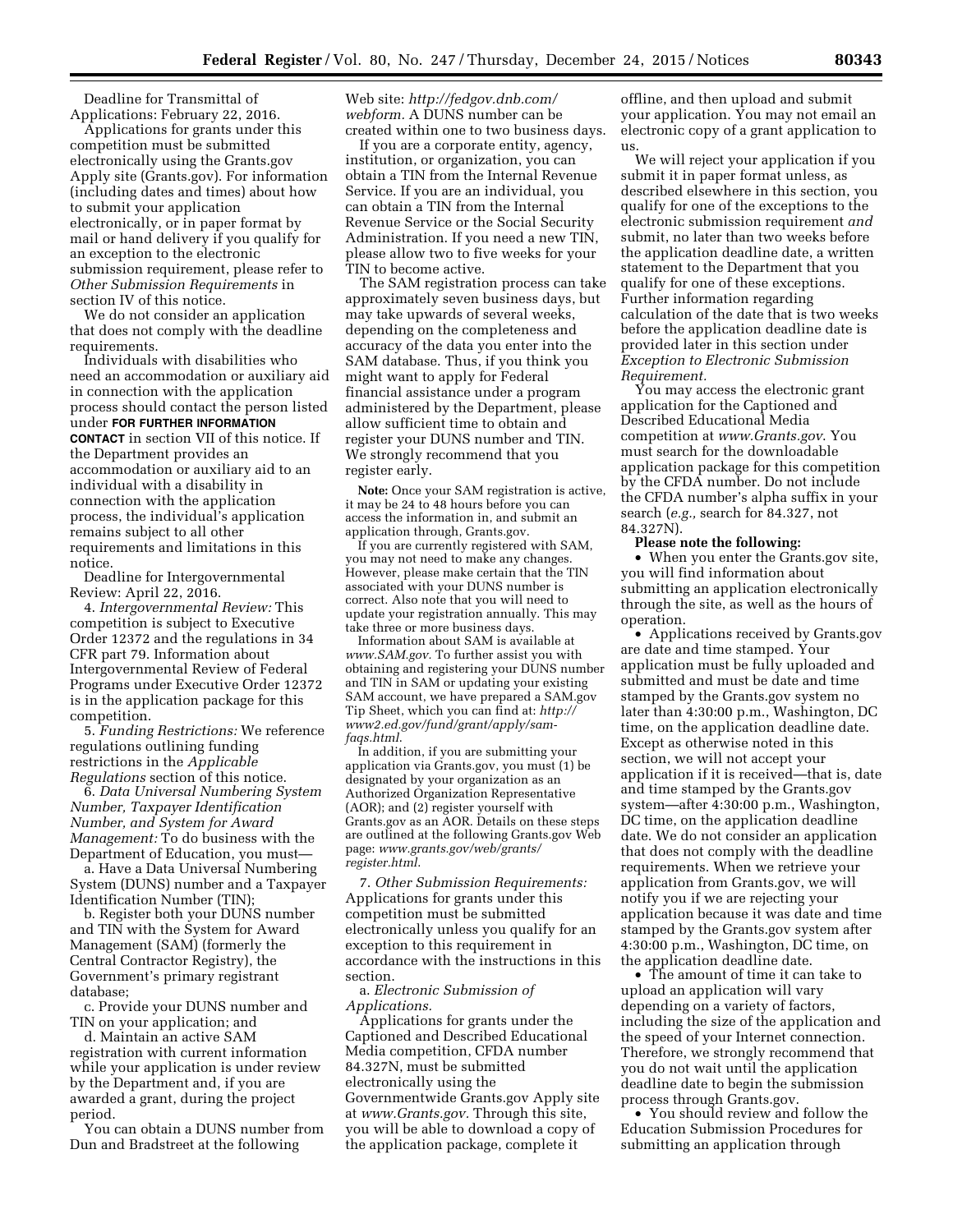Deadline for Transmittal of Applications: February 22, 2016.

Applications for grants under this competition must be submitted electronically using the Grants.gov Apply site (Grants.gov). For information (including dates and times) about how to submit your application electronically, or in paper format by mail or hand delivery if you qualify for an exception to the electronic submission requirement, please refer to *Other Submission Requirements* in section IV of this notice.

We do not consider an application that does not comply with the deadline requirements.

Individuals with disabilities who need an accommodation or auxiliary aid in connection with the application process should contact the person listed under **FOR FURTHER INFORMATION CONTACT** in section VII of this notice. If the Department provides an accommodation or auxiliary aid to an individual with a disability in connection with the application process, the individual's application remains subject to all other requirements and limitations in this notice.

Deadline for Intergovernmental Review: April 22, 2016.

4. *Intergovernmental Review:* This competition is subject to Executive Order 12372 and the regulations in 34 CFR part 79. Information about Intergovernmental Review of Federal Programs under Executive Order 12372 is in the application package for this competition.

5. *Funding Restrictions:* We reference regulations outlining funding restrictions in the *Applicable Regulations* section of this notice.

6. *Data Universal Numbering System Number, Taxpayer Identification Number, and System for Award Management:* To do business with the Department of Education, you must—

a. Have a Data Universal Numbering System (DUNS) number and a Taxpayer Identification Number (TIN);

b. Register both your DUNS number and TIN with the System for Award Management (SAM) (formerly the Central Contractor Registry), the Government's primary registrant database;

c. Provide your DUNS number and TIN on your application; and

d. Maintain an active SAM registration with current information while your application is under review by the Department and, if you are awarded a grant, during the project period.

You can obtain a DUNS number from Dun and Bradstreet at the following Web site: *http://fedgov.dnb.com/webform.* A DUNS number can be created within one to two business days.

If you are a corporate entity, agency, institution, or organization, you can obtain a TIN from the Internal Revenue Service. If you are an individual, you can obtain a TIN from the Internal Revenue Service or the Social Security Administration. If you need a new TIN, please allow two to five weeks for your TIN to become active.

The SAM registration process can take approximately seven business days, but may take upwards of several weeks, depending on the completeness and accuracy of the data you enter into the SAM database. Thus, if you think you might want to apply for Federal financial assistance under a program administered by the Department, please allow sufficient time to obtain and register your DUNS number and TIN. We strongly recommend that you register early.

**Note:** Once your SAM registration is active, it may be 24 to 48 hours before you can access the information in, and submit an application through, Grants.gov.

If you are currently registered with SAM, you may not need to make any changes. However, please make certain that the TIN associated with your DUNS number is correct. Also note that you will need to update your registration annually. This may take three or more business days.

Information about SAM is available at *www.SAM.gov.* To further assist you with obtaining and registering your DUNS number and TIN in SAM or updating your existing SAM account, we have prepared a SAM.gov Tip Sheet, which you can find at: *http://www2.ed.gov/fund/grant/apply/sam-faqs.html.*

In addition, if you are submitting your application via Grants.gov, you must (1) be designated by your organization as an Authorized Organization Representative (AOR); and (2) register yourself with Grants.gov as an AOR. Details on these steps are outlined at the following Grants.gov Web page: *www.grants.gov/web/grants/register.html.*

7. *Other Submission Requirements:* Applications for grants under this competition must be submitted electronically unless you qualify for an exception to this requirement in accordance with the instructions in this section.

a. *Electronic Submission of Applications.*

Applications for grants under the Captioned and Described Educational Media competition, CFDA number 84.327N, must be submitted electronically using the Governmentwide Grants.gov Apply site at *www.Grants.gov.* Through this site, you will be able to download a copy of the application package, complete it offline, and then upload and submit your application. You may not email an electronic copy of a grant application to us.

We will reject your application if you submit it in paper format unless, as described elsewhere in this section, you qualify for one of the exceptions to the electronic submission requirement *and* submit, no later than two weeks before the application deadline date, a written statement to the Department that you qualify for one of these exceptions. Further information regarding calculation of the date that is two weeks before the application deadline date is provided later in this section under *Exception to Electronic Submission Requirement.*

You may access the electronic grant application for the Captioned and Described Educational Media competition at *www.Grants.gov*. You must search for the downloadable application package for this competition by the CFDA number. Do not include the CFDA number's alpha suffix in your search (*e.g.,* search for 84.327, not 84.327N).

**Please note the following:**

- When you enter the Grants.gov site, you will find information about submitting an application electronically through the site, as well as the hours of operation.
- Applications received by Grants.gov are date and time stamped. Your application must be fully uploaded and submitted and must be date and time stamped by the Grants.gov system no later than 4:30:00 p.m., Washington, DC time, on the application deadline date. Except as otherwise noted in this section, we will not accept your application if it is received—that is, date and time stamped by the Grants.gov system—after 4:30:00 p.m., Washington, DC time, on the application deadline date. We do not consider an application that does not comply with the deadline requirements. When we retrieve your application from Grants.gov, we will notify you if we are rejecting your application because it was date and time stamped by the Grants.gov system after 4:30:00 p.m., Washington, DC time, on the application deadline date.
- The amount of time it can take to upload an application will vary depending on a variety of factors, including the size of the application and the speed of your Internet connection. Therefore, we strongly recommend that you do not wait until the application deadline date to begin the submission process through Grants.gov.
- You should review and follow the Education Submission Procedures for submitting an application through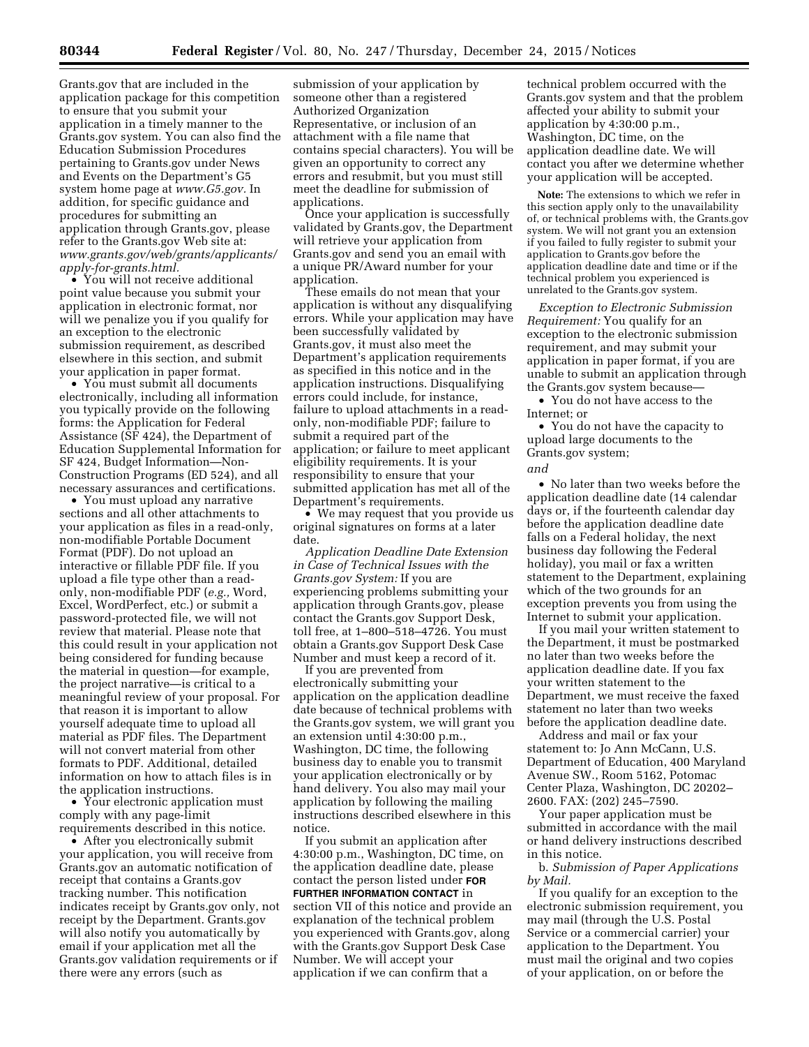Grants.gov that are included in the application package for this competition to ensure that you submit your application in a timely manner to the Grants.gov system. You can also find the Education Submission Procedures pertaining to Grants.gov under News and Events on the Department's G5 system home page at *www.G5.gov.* In addition, for specific guidance and procedures for submitting an application through Grants.gov, please refer to the Grants.gov Web site at: *www.grants.gov/web/grants/applicants/apply-for-grants.html.*

- You will not receive additional point value because you submit your application in electronic format, nor will we penalize you if you qualify for an exception to the electronic submission requirement, as described elsewhere in this section, and submit your application in paper format.
- You must submit all documents electronically, including all information you typically provide on the following forms: the Application for Federal Assistance (SF 424), the Department of Education Supplemental Information for SF 424, Budget Information—Non-Construction Programs (ED 524), and all necessary assurances and certifications.
- You must upload any narrative sections and all other attachments to your application as files in a read-only, non-modifiable Portable Document Format (PDF). Do not upload an interactive or fillable PDF file. If you upload a file type other than a read-only, non-modifiable PDF (*e.g.,* Word, Excel, WordPerfect, etc.) or submit a password-protected file, we will not review that material. Please note that this could result in your application not being considered for funding because the material in question—for example, the project narrative—is critical to a meaningful review of your proposal. For that reason it is important to allow yourself adequate time to upload all material as PDF files. The Department will not convert material from other formats to PDF. Additional, detailed information on how to attach files is in the application instructions.
- Your electronic application must comply with any page-limit requirements described in this notice.
- After you electronically submit your application, you will receive from Grants.gov an automatic notification of receipt that contains a Grants.gov tracking number. This notification indicates receipt by Grants.gov only, not receipt by the Department. Grants.gov will also notify you automatically by email if your application met all the Grants.gov validation requirements or if there were any errors (such as submission of your application by someone other than a registered Authorized Organization Representative, or inclusion of an attachment with a file name that contains special characters). You will be given an opportunity to correct any errors and resubmit, but you must still meet the deadline for submission of applications.

Once your application is successfully validated by Grants.gov, the Department will retrieve your application from Grants.gov and send you an email with a unique PR/Award number for your application.

These emails do not mean that your application is without any disqualifying errors. While your application may have been successfully validated by Grants.gov, it must also meet the Department's application requirements as specified in this notice and in the application instructions. Disqualifying errors could include, for instance, failure to upload attachments in a read-only, non-modifiable PDF; failure to submit a required part of the application; or failure to meet applicant eligibility requirements. It is your responsibility to ensure that your submitted application has met all of the Department's requirements.

- We may request that you provide us original signatures on forms at a later date.

*Application Deadline Date Extension in Case of Technical Issues with the Grants.gov System:* If you are experiencing problems submitting your application through Grants.gov, please contact the Grants.gov Support Desk, toll free, at 1–800–518–4726. You must obtain a Grants.gov Support Desk Case Number and must keep a record of it.

If you are prevented from electronically submitting your application on the application deadline date because of technical problems with the Grants.gov system, we will grant you an extension until 4:30:00 p.m., Washington, DC time, the following business day to enable you to transmit your application electronically or by hand delivery. You also may mail your application by following the mailing instructions described elsewhere in this notice.

If you submit an application after 4:30:00 p.m., Washington, DC time, on the application deadline date, please contact the person listed under **FOR FURTHER INFORMATION CONTACT** in section VII of this notice and provide an explanation of the technical problem you experienced with Grants.gov, along with the Grants.gov Support Desk Case Number. We will accept your application if we can confirm that a technical problem occurred with the Grants.gov system and that the problem affected your ability to submit your application by 4:30:00 p.m., Washington, DC time, on the application deadline date. We will contact you after we determine whether your application will be accepted.

**Note:** The extensions to which we refer in this section apply only to the unavailability of, or technical problems with, the Grants.gov system. We will not grant you an extension if you failed to fully register to submit your application to Grants.gov before the application deadline date and time or if the technical problem you experienced is unrelated to the Grants.gov system.

*Exception to Electronic Submission Requirement:* You qualify for an exception to the electronic submission requirement, and may submit your application in paper format, if you are unable to submit an application through the Grants.gov system because—

- You do not have access to the Internet; or
- You do not have the capacity to upload large documents to the Grants.gov system;

*and*

- No later than two weeks before the application deadline date (14 calendar days or, if the fourteenth calendar day before the application deadline date falls on a Federal holiday, the next business day following the Federal holiday), you mail or fax a written statement to the Department, explaining which of the two grounds for an exception prevents you from using the Internet to submit your application.

If you mail your written statement to the Department, it must be postmarked no later than two weeks before the application deadline date. If you fax your written statement to the Department, we must receive the faxed statement no later than two weeks before the application deadline date.

Address and mail or fax your statement to: Jo Ann McCann, U.S. Department of Education, 400 Maryland Avenue SW., Room 5162, Potomac Center Plaza, Washington, DC 20202–2600. FAX: (202) 245–7590.

Your paper application must be submitted in accordance with the mail or hand delivery instructions described in this notice.

b. *Submission of Paper Applications by Mail.*

If you qualify for an exception to the electronic submission requirement, you may mail (through the U.S. Postal Service or a commercial carrier) your application to the Department. You must mail the original and two copies of your application, on or before the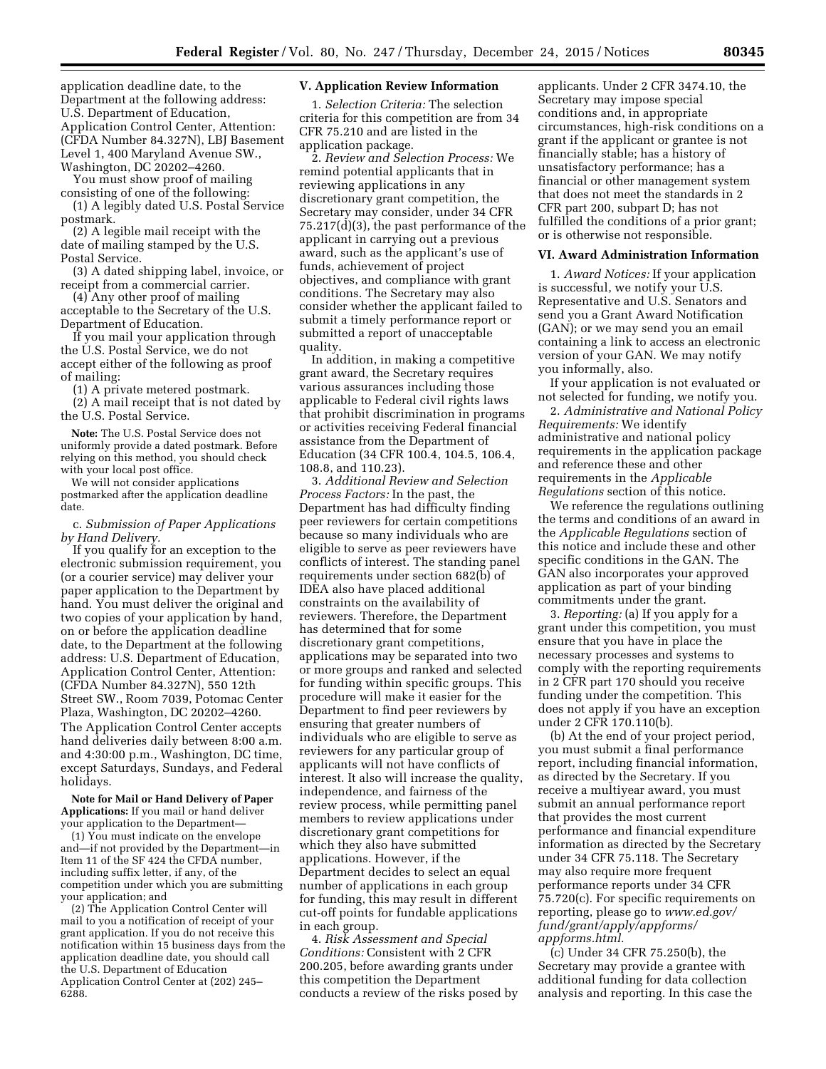application deadline date, to the Department at the following address: U.S. Department of Education, Application Control Center, Attention: (CFDA Number 84.327N), LBJ Basement Level 1, 400 Maryland Avenue SW., Washington, DC 20202–4260.

You must show proof of mailing consisting of one of the following:

(1) A legibly dated U.S. Postal Service postmark.

(2) A legible mail receipt with the date of mailing stamped by the U.S. Postal Service.

(3) A dated shipping label, invoice, or receipt from a commercial carrier.

(4) Any other proof of mailing acceptable to the Secretary of the U.S. Department of Education.

If you mail your application through the U.S. Postal Service, we do not accept either of the following as proof of mailing:

(1) A private metered postmark.

(2) A mail receipt that is not dated by the U.S. Postal Service.

**Note:** The U.S. Postal Service does not uniformly provide a dated postmark. Before relying on this method, you should check with your local post office.

We will not consider applications postmarked after the application deadline date.

c. *Submission of Paper Applications by Hand Delivery.*

If you qualify for an exception to the electronic submission requirement, you (or a courier service) may deliver your paper application to the Department by hand. You must deliver the original and two copies of your application by hand, on or before the application deadline date, to the Department at the following address: U.S. Department of Education, Application Control Center, Attention: (CFDA Number 84.327N), 550 12th Street SW., Room 7039, Potomac Center Plaza, Washington, DC 20202–4260.

The Application Control Center accepts hand deliveries daily between 8:00 a.m. and 4:30:00 p.m., Washington, DC time, except Saturdays, Sundays, and Federal holidays.

**Note for Mail or Hand Delivery of Paper Applications:** If you mail or hand deliver your application to the Department—

(1) You must indicate on the envelope and—if not provided by the Department—in Item 11 of the SF 424 the CFDA number, including suffix letter, if any, of the competition under which you are submitting your application; and

(2) The Application Control Center will mail to you a notification of receipt of your grant application. If you do not receive this notification within 15 business days from the application deadline date, you should call the U.S. Department of Education Application Control Center at (202) 245–6288.

## V. Application Review Information

1. *Selection Criteria:* The selection criteria for this competition are from 34 CFR 75.210 and are listed in the application package.

2. *Review and Selection Process:* We remind potential applicants that in reviewing applications in any discretionary grant competition, the Secretary may consider, under 34 CFR 75.217(d)(3), the past performance of the applicant in carrying out a previous award, such as the applicant's use of funds, achievement of project objectives, and compliance with grant conditions. The Secretary may also consider whether the applicant failed to submit a timely performance report or submitted a report of unacceptable quality.

In addition, in making a competitive grant award, the Secretary requires various assurances including those applicable to Federal civil rights laws that prohibit discrimination in programs or activities receiving Federal financial assistance from the Department of Education (34 CFR 100.4, 104.5, 106.4, 108.8, and 110.23).

3. *Additional Review and Selection Process Factors:* In the past, the Department has had difficulty finding peer reviewers for certain competitions because so many individuals who are eligible to serve as peer reviewers have conflicts of interest. The standing panel requirements under section 682(b) of IDEA also have placed additional constraints on the availability of reviewers. Therefore, the Department has determined that for some discretionary grant competitions, applications may be separated into two or more groups and ranked and selected for funding within specific groups. This procedure will make it easier for the Department to find peer reviewers by ensuring that greater numbers of individuals who are eligible to serve as reviewers for any particular group of applicants will not have conflicts of interest. It also will increase the quality, independence, and fairness of the review process, while permitting panel members to review applications under discretionary grant competitions for which they also have submitted applications. However, if the Department decides to select an equal number of applications in each group for funding, this may result in different cut-off points for fundable applications in each group.

4. *Risk Assessment and Special Conditions:* Consistent with 2 CFR 200.205, before awarding grants under this competition the Department conducts a review of the risks posed by applicants. Under 2 CFR 3474.10, the Secretary may impose special conditions and, in appropriate circumstances, high-risk conditions on a grant if the applicant or grantee is not financially stable; has a history of unsatisfactory performance; has a financial or other management system that does not meet the standards in 2 CFR part 200, subpart D; has not fulfilled the conditions of a prior grant; or is otherwise not responsible.

## VI. Award Administration Information

1. *Award Notices:* If your application is successful, we notify your U.S. Representative and U.S. Senators and send you a Grant Award Notification (GAN); or we may send you an email containing a link to access an electronic version of your GAN. We may notify you informally, also.

If your application is not evaluated or not selected for funding, we notify you.

2. *Administrative and National Policy Requirements:* We identify administrative and national policy requirements in the application package and reference these and other requirements in the *Applicable Regulations* section of this notice.

We reference the regulations outlining the terms and conditions of an award in the *Applicable Regulations* section of this notice and include these and other specific conditions in the GAN. The GAN also incorporates your approved application as part of your binding commitments under the grant.

3. *Reporting:* (a) If you apply for a grant under this competition, you must ensure that you have in place the necessary processes and systems to comply with the reporting requirements in 2 CFR part 170 should you receive funding under the competition. This does not apply if you have an exception under 2 CFR 170.110(b).

(b) At the end of your project period, you must submit a final performance report, including financial information, as directed by the Secretary. If you receive a multiyear award, you must submit an annual performance report that provides the most current performance and financial expenditure information as directed by the Secretary under 34 CFR 75.118. The Secretary may also require more frequent performance reports under 34 CFR 75.720(c). For specific requirements on reporting, please go to *www.ed.gov/fund/grant/apply/appforms/appforms.html.*

(c) Under 34 CFR 75.250(b), the Secretary may provide a grantee with additional funding for data collection analysis and reporting. In this case the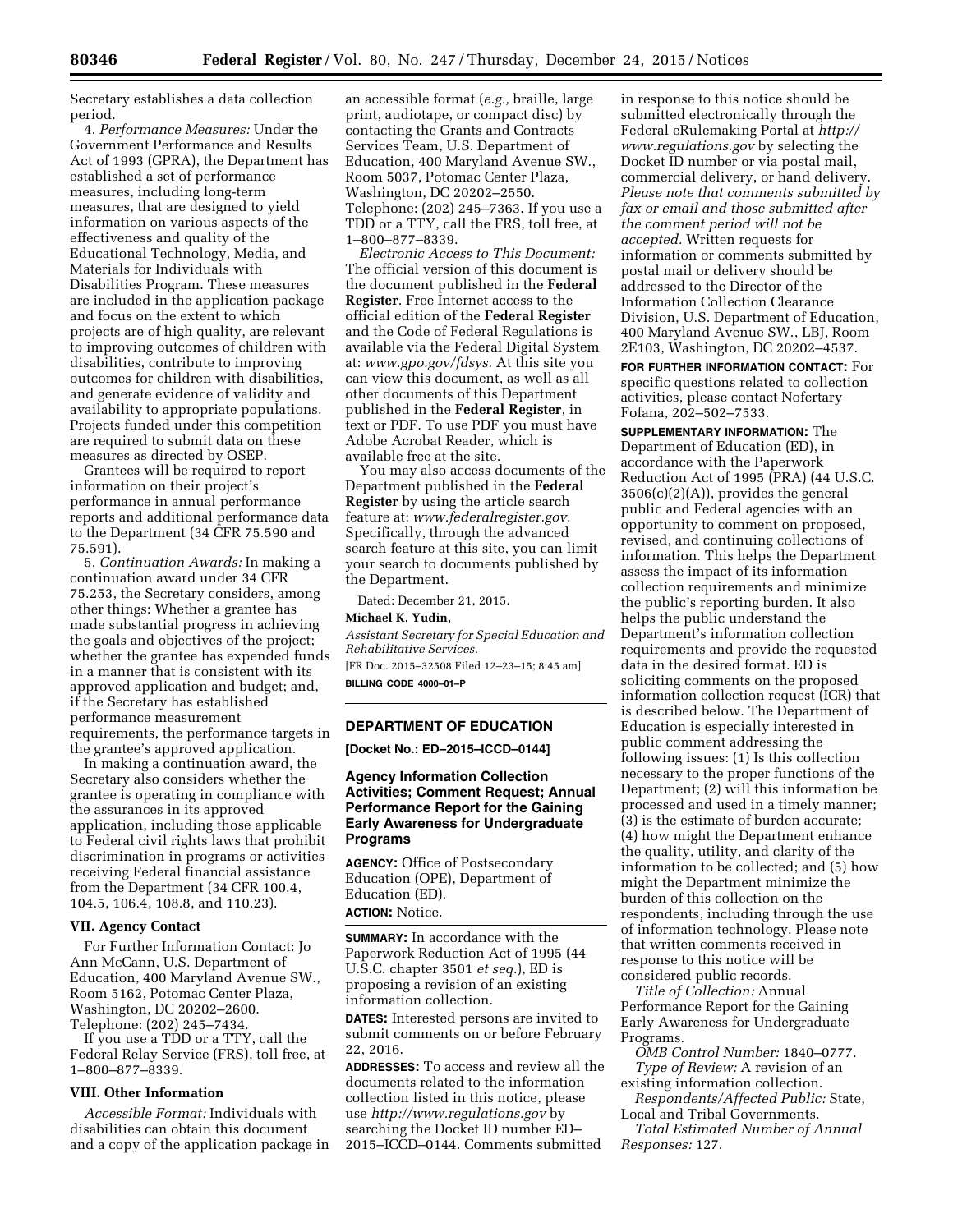Secretary establishes a data collection period.

4. *Performance Measures:* Under the Government Performance and Results Act of 1993 (GPRA), the Department has established a set of performance measures, including long-term measures, that are designed to yield information on various aspects of the effectiveness and quality of the Educational Technology, Media, and Materials for Individuals with Disabilities Program. These measures are included in the application package and focus on the extent to which projects are of high quality, are relevant to improving outcomes of children with disabilities, contribute to improving outcomes for children with disabilities, and generate evidence of validity and availability to appropriate populations. Projects funded under this competition are required to submit data on these measures as directed by OSEP.

Grantees will be required to report information on their project's performance in annual performance reports and additional performance data to the Department (34 CFR 75.590 and 75.591).

5. *Continuation Awards:* In making a continuation award under 34 CFR 75.253, the Secretary considers, among other things: Whether a grantee has made substantial progress in achieving the goals and objectives of the project; whether the grantee has expended funds in a manner that is consistent with its approved application and budget; and, if the Secretary has established performance measurement requirements, the performance targets in the grantee's approved application.

In making a continuation award, the Secretary also considers whether the grantee is operating in compliance with the assurances in its approved application, including those applicable to Federal civil rights laws that prohibit discrimination in programs or activities receiving Federal financial assistance from the Department (34 CFR 100.4, 104.5, 106.4, 108.8, and 110.23).

### VII. Agency Contact

For Further Information Contact: Jo Ann McCann, U.S. Department of Education, 400 Maryland Avenue SW., Room 5162, Potomac Center Plaza, Washington, DC 20202–2600. Telephone: (202) 245–7434.

If you use a TDD or a TTY, call the Federal Relay Service (FRS), toll free, at 1–800–877–8339.

### VIII. Other Information

*Accessible Format:* Individuals with disabilities can obtain this document and a copy of the application package in an accessible format (*e.g.,* braille, large print, audiotape, or compact disc) by contacting the Grants and Contracts Services Team, U.S. Department of Education, 400 Maryland Avenue SW., Room 5037, Potomac Center Plaza, Washington, DC 20202–2550. Telephone: (202) 245–7363. If you use a TDD or a TTY, call the FRS, toll free, at 1–800–877–8339.

*Electronic Access to This Document:* The official version of this document is the document published in the **Federal Register**. Free Internet access to the official edition of the **Federal Register** and the Code of Federal Regulations is available via the Federal Digital System at: *www.gpo.gov/fdsys.* At this site you can view this document, as well as all other documents of this Department published in the **Federal Register**, in text or PDF. To use PDF you must have Adobe Acrobat Reader, which is available free at the site.

You may also access documents of the Department published in the **Federal Register** by using the article search feature at: *www.federalregister.gov.* Specifically, through the advanced search feature at this site, you can limit your search to documents published by the Department.

Dated: December 21, 2015.

**Michael K. Yudin,**

*Assistant Secretary for Special Education and Rehabilitative Services.*

[FR Doc. 2015–32508 Filed 12–23–15; 8:45 am]

**BILLING CODE 4000–01–P**

---

## DEPARTMENT OF EDUCATION

**[Docket No.: ED–2015–ICCD–0144]**

### Agency Information Collection Activities; Comment Request; Annual Performance Report for the Gaining Early Awareness for Undergraduate Programs

**AGENCY:** Office of Postsecondary Education (OPE), Department of Education (ED).

**ACTION:** Notice.

**SUMMARY:** In accordance with the Paperwork Reduction Act of 1995 (44 U.S.C. chapter 3501 *et seq.*), ED is proposing a revision of an existing information collection.

**DATES:** Interested persons are invited to submit comments on or before February 22, 2016.

**ADDRESSES:** To access and review all the documents related to the information collection listed in this notice, please use *http://www.regulations.gov* by searching the Docket ID number ED–2015–ICCD–0144. Comments submitted in response to this notice should be submitted electronically through the Federal eRulemaking Portal at *http://www.regulations.gov* by selecting the Docket ID number or via postal mail, commercial delivery, or hand delivery. *Please note that comments submitted by fax or email and those submitted after the comment period will not be accepted.* Written requests for information or comments submitted by postal mail or delivery should be addressed to the Director of the Information Collection Clearance Division, U.S. Department of Education, 400 Maryland Avenue SW., LBJ, Room 2E103, Washington, DC 20202–4537.

**FOR FURTHER INFORMATION CONTACT:** For specific questions related to collection activities, please contact Nofertary Fofana, 202–502–7533.

**SUPPLEMENTARY INFORMATION:** The Department of Education (ED), in accordance with the Paperwork Reduction Act of 1995 (PRA) (44 U.S.C. 3506(c)(2)(A)), provides the general public and Federal agencies with an opportunity to comment on proposed, revised, and continuing collections of information. This helps the Department assess the impact of its information collection requirements and minimize the public's reporting burden. It also helps the public understand the Department's information collection requirements and provide the requested data in the desired format. ED is soliciting comments on the proposed information collection request (ICR) that is described below. The Department of Education is especially interested in public comment addressing the following issues: (1) Is this collection necessary to the proper functions of the Department; (2) will this information be processed and used in a timely manner; (3) is the estimate of burden accurate; (4) how might the Department enhance the quality, utility, and clarity of the information to be collected; and (5) how might the Department minimize the burden of this collection on the respondents, including through the use of information technology. Please note that written comments received in response to this notice will be considered public records.

*Title of Collection:* Annual Performance Report for the Gaining Early Awareness for Undergraduate Programs.

*OMB Control Number:* 1840–0777.

*Type of Review:* A revision of an existing information collection.

*Respondents/Affected Public:* State, Local and Tribal Governments.

*Total Estimated Number of Annual Responses:* 127.